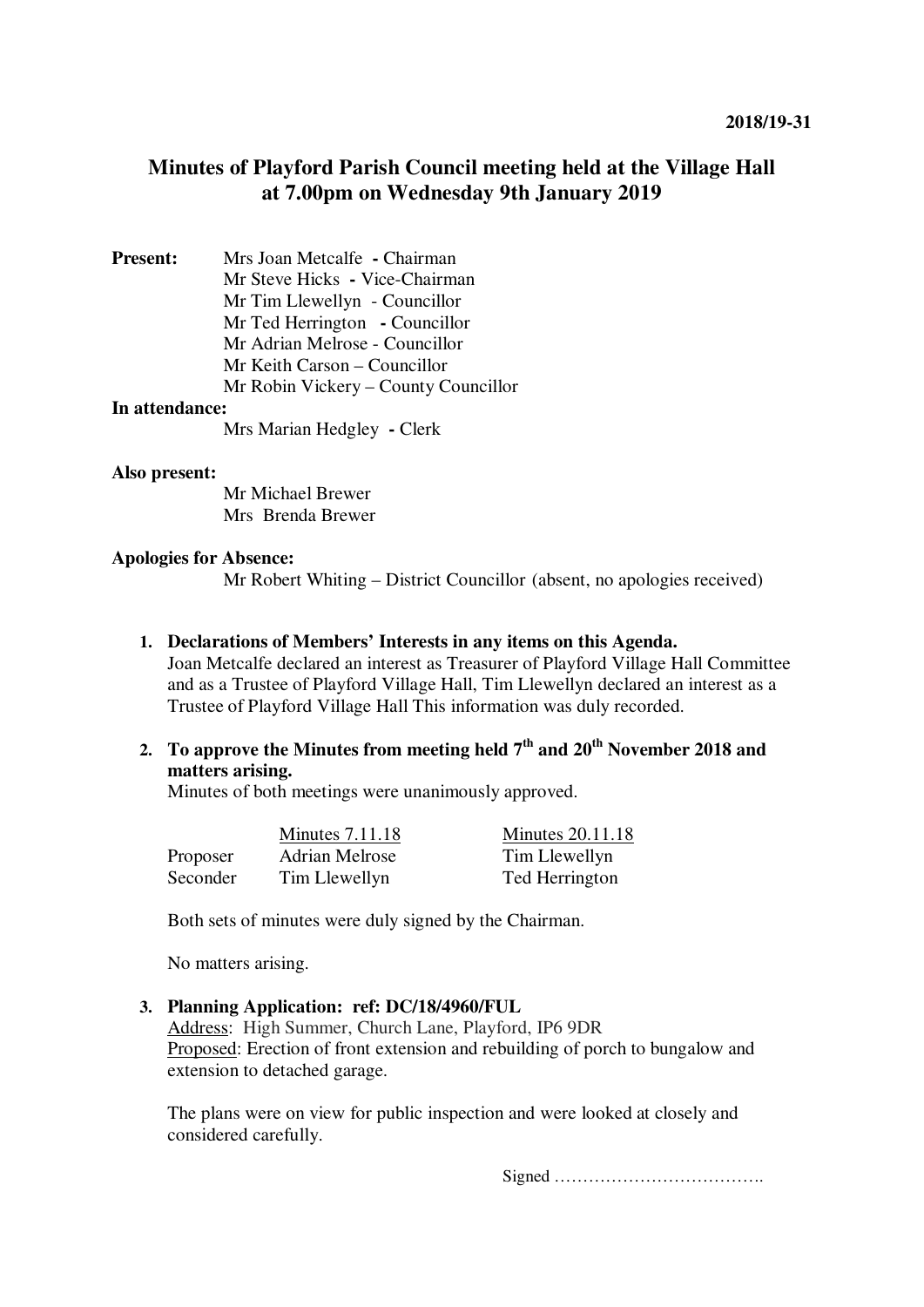2018/19-31

# Minutes of Playford Parish Council meeting held at the Village Hall at 7.00pm on Wednesday 9th January 2019

**Present:** Mrs Joan Metcalfe **-** Chairman
Mr Steve Hicks **-** Vice-Chairman
Mr Tim Llewellyn - Councillor
Mr Ted Herrington **-** Councillor
Mr Adrian Melrose - Councillor
Mr Keith Carson – Councillor
Mr Robin Vickery – County Councillor

**In attendance:**
Mrs Marian Hedgley **-** Clerk

**Also present:**
Mr Michael Brewer
Mrs Brenda Brewer

**Apologies for Absence:**
Mr Robert Whiting – District Councillor (absent, no apologies received)

1. **Declarations of Members' Interests in any items on this Agenda.**
   Joan Metcalfe declared an interest as Treasurer of Playford Village Hall Committee and as a Trustee of Playford Village Hall, Tim Llewellyn declared an interest as a Trustee of Playford Village Hall This information was duly recorded.

2. **To approve the Minutes from meeting held 7th and 20th November 2018 and matters arising.**
   Minutes of both meetings were unanimously approved.

   | | Minutes 7.11.18 | Minutes 20.11.18 |
   |---|---|---|
   | Proposer | Adrian Melrose | Tim Llewellyn |
   | Seconder | Tim Llewellyn | Ted Herrington |

   Both sets of minutes were duly signed by the Chairman.

   No matters arising.

3. **Planning Application: ref: DC/18/4960/FUL**
   Address: High Summer, Church Lane, Playford, IP6 9DR
   Proposed: Erection of front extension and rebuilding of porch to bungalow and extension to detached garage.

   The plans were on view for public inspection and were looked at closely and considered carefully.

Signed ……………………………….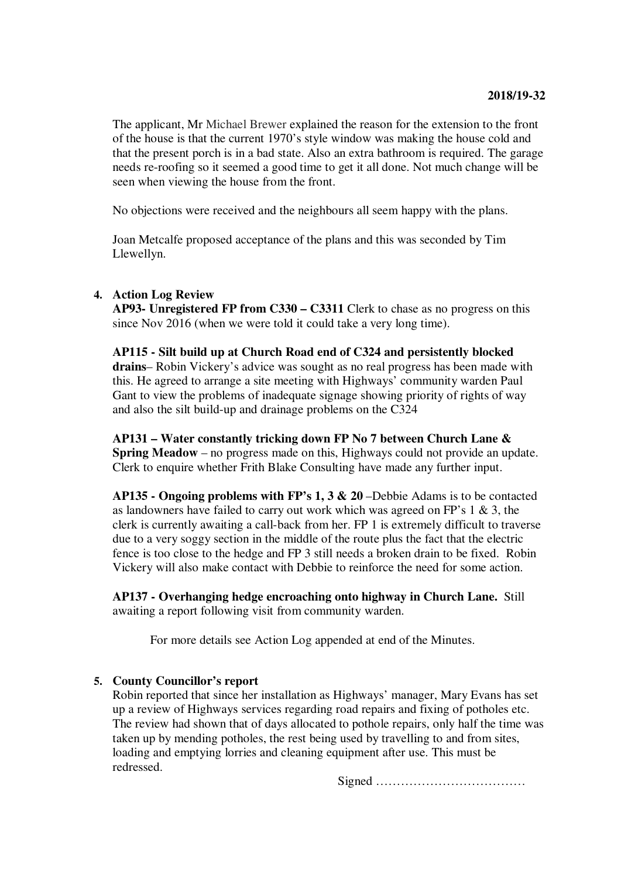The applicant, Mr Michael Brewer explained the reason for the extension to the front of the house is that the current 1970's style window was making the house cold and that the present porch is in a bad state. Also an extra bathroom is required. The garage needs re-roofing so it seemed a good time to get it all done. Not much change will be seen when viewing the house from the front.

No objections were received and the neighbours all seem happy with the plans.

Joan Metcalfe proposed acceptance of the plans and this was seconded by Tim Llewellyn.

**4. Action Log Review**

**AP93- Unregistered FP from C330 – C3311** Clerk to chase as no progress on this since Nov 2016 (when we were told it could take a very long time).

**AP115 - Silt build up at Church Road end of C324 and persistently blocked drains**– Robin Vickery's advice was sought as no real progress has been made with this. He agreed to arrange a site meeting with Highways' community warden Paul Gant to view the problems of inadequate signage showing priority of rights of way and also the silt build-up and drainage problems on the C324

**AP131 – Water constantly tricking down FP No 7 between Church Lane & Spring Meadow** – no progress made on this, Highways could not provide an update. Clerk to enquire whether Frith Blake Consulting have made any further input.

**AP135 - Ongoing problems with FP's 1, 3 & 20** –Debbie Adams is to be contacted as landowners have failed to carry out work which was agreed on FP's 1 & 3, the clerk is currently awaiting a call-back from her. FP 1 is extremely difficult to traverse due to a very soggy section in the middle of the route plus the fact that the electric fence is too close to the hedge and FP 3 still needs a broken drain to be fixed. Robin Vickery will also make contact with Debbie to reinforce the need for some action.

**AP137 - Overhanging hedge encroaching onto highway in Church Lane.** Still awaiting a report following visit from community warden.

For more details see Action Log appended at end of the Minutes.

**5. County Councillor's report**

Robin reported that since her installation as Highways' manager, Mary Evans has set up a review of Highways services regarding road repairs and fixing of potholes etc. The review had shown that of days allocated to pothole repairs, only half the time was taken up by mending potholes, the rest being used by travelling to and from sites, loading and emptying lorries and cleaning equipment after use. This must be redressed.

Signed ………………………………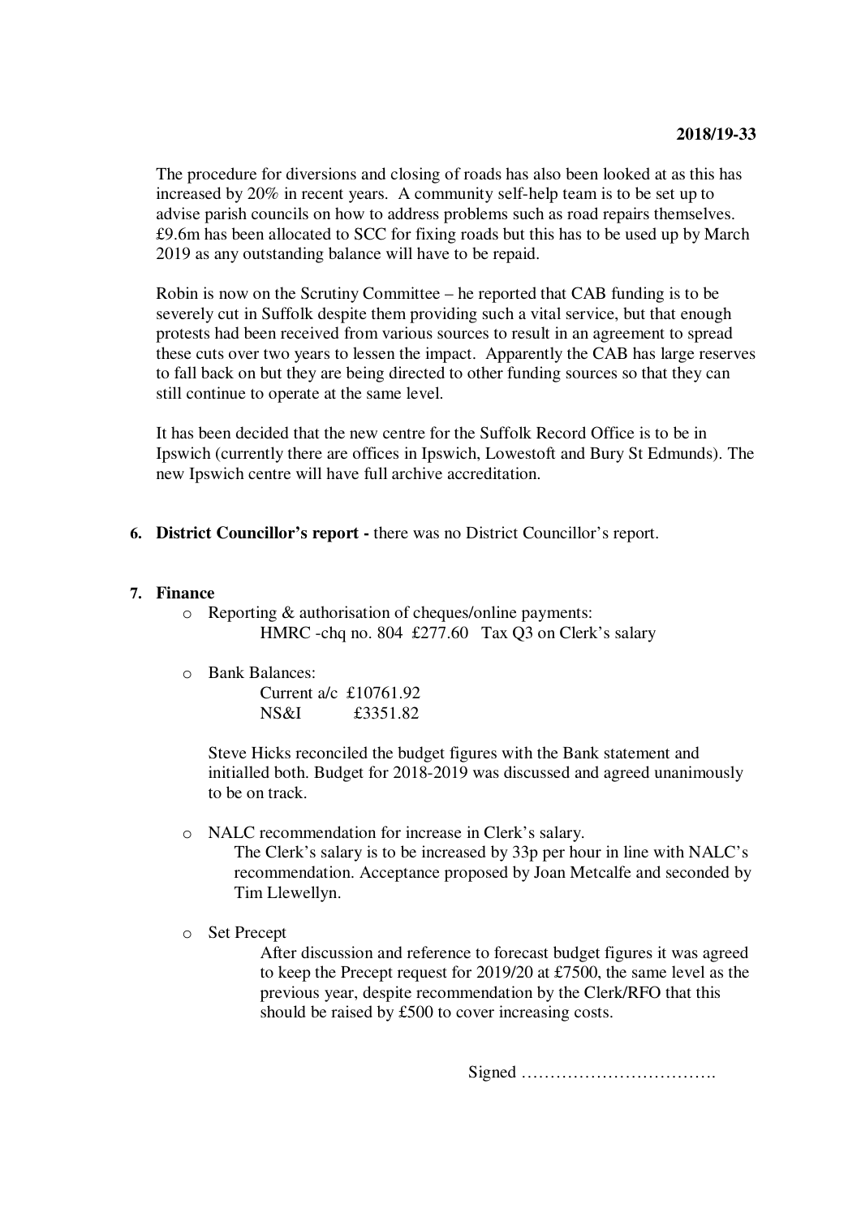The procedure for diversions and closing of roads has also been looked at as this has increased by 20% in recent years. A community self-help team is to be set up to advise parish councils on how to address problems such as road repairs themselves. £9.6m has been allocated to SCC for fixing roads but this has to be used up by March 2019 as any outstanding balance will have to be repaid.

Robin is now on the Scrutiny Committee – he reported that CAB funding is to be severely cut in Suffolk despite them providing such a vital service, but that enough protests had been received from various sources to result in an agreement to spread these cuts over two years to lessen the impact. Apparently the CAB has large reserves to fall back on but they are being directed to other funding sources so that they can still continue to operate at the same level.

It has been decided that the new centre for the Suffolk Record Office is to be in Ipswich (currently there are offices in Ipswich, Lowestoft and Bury St Edmunds). The new Ipswich centre will have full archive accreditation.

6. **District Councillor's report -** there was no District Councillor's report.

7. **Finance**
   - Reporting & authorisation of cheques/online payments:
     HMRC -chq no. 804 £277.60 Tax Q3 on Clerk's salary
   - Bank Balances:
     Current a/c £10761.92
     NS&I £3351.82

     Steve Hicks reconciled the budget figures with the Bank statement and initialled both. Budget for 2018-2019 was discussed and agreed unanimously to be on track.
   - NALC recommendation for increase in Clerk's salary.
     The Clerk's salary is to be increased by 33p per hour in line with NALC's recommendation. Acceptance proposed by Joan Metcalfe and seconded by Tim Llewellyn.
   - Set Precept
     After discussion and reference to forecast budget figures it was agreed to keep the Precept request for 2019/20 at £7500, the same level as the previous year, despite recommendation by the Clerk/RFO that this should be raised by £500 to cover increasing costs.

Signed …………………………….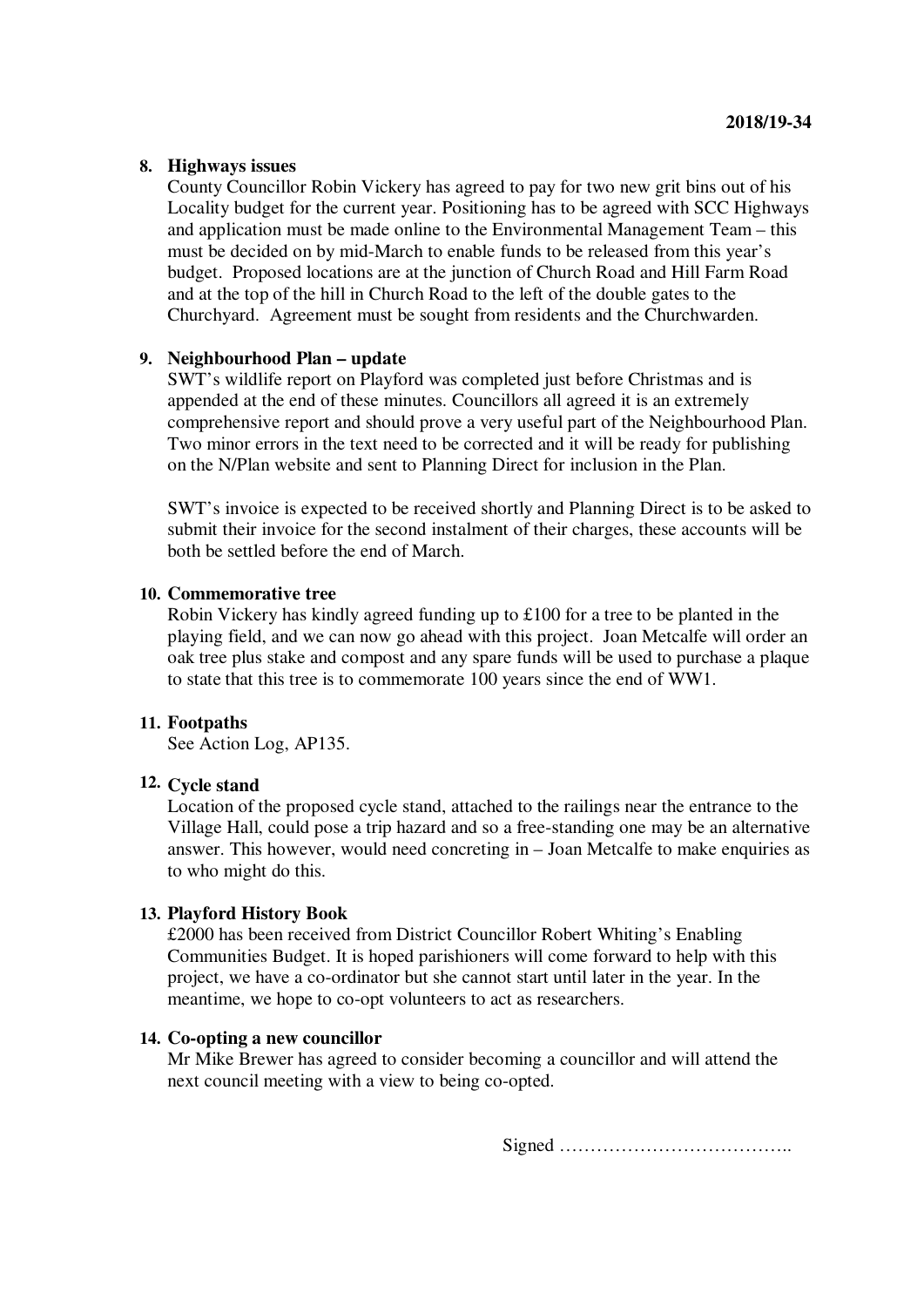2018/19-34

**8. Highways issues**

County Councillor Robin Vickery has agreed to pay for two new grit bins out of his Locality budget for the current year. Positioning has to be agreed with SCC Highways and application must be made online to the Environmental Management Team – this must be decided on by mid-March to enable funds to be released from this year's budget. Proposed locations are at the junction of Church Road and Hill Farm Road and at the top of the hill in Church Road to the left of the double gates to the Churchyard. Agreement must be sought from residents and the Churchwarden.

**9. Neighbourhood Plan – update**

SWT's wildlife report on Playford was completed just before Christmas and is appended at the end of these minutes. Councillors all agreed it is an extremely comprehensive report and should prove a very useful part of the Neighbourhood Plan. Two minor errors in the text need to be corrected and it will be ready for publishing on the N/Plan website and sent to Planning Direct for inclusion in the Plan.

SWT's invoice is expected to be received shortly and Planning Direct is to be asked to submit their invoice for the second instalment of their charges, these accounts will be both be settled before the end of March.

**10. Commemorative tree**

Robin Vickery has kindly agreed funding up to £100 for a tree to be planted in the playing field, and we can now go ahead with this project. Joan Metcalfe will order an oak tree plus stake and compost and any spare funds will be used to purchase a plaque to state that this tree is to commemorate 100 years since the end of WW1.

**11. Footpaths**

See Action Log, AP135.

**12. Cycle stand**

Location of the proposed cycle stand, attached to the railings near the entrance to the Village Hall, could pose a trip hazard and so a free-standing one may be an alternative answer. This however, would need concreting in – Joan Metcalfe to make enquiries as to who might do this.

**13. Playford History Book**

£2000 has been received from District Councillor Robert Whiting's Enabling Communities Budget. It is hoped parishioners will come forward to help with this project, we have a co-ordinator but she cannot start until later in the year. In the meantime, we hope to co-opt volunteers to act as researchers.

**14. Co-opting a new councillor**

Mr Mike Brewer has agreed to consider becoming a councillor and will attend the next council meeting with a view to being co-opted.

Signed ………………………………..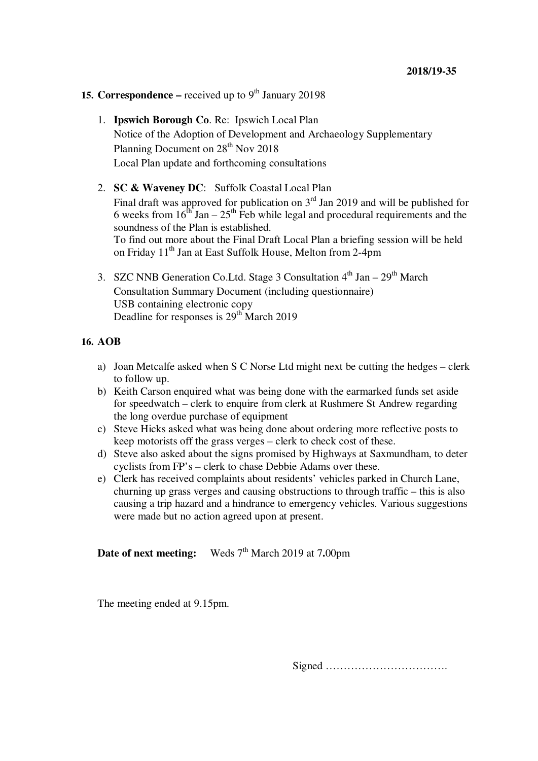2018/19-35

**15. Correspondence –** received up to 9th January 20198

1. **Ipswich Borough Co**. Re: Ipswich Local Plan
   Notice of the Adoption of Development and Archaeology Supplementary Planning Document on 28th Nov 2018
   Local Plan update and forthcoming consultations

2. **SC & Waveney DC**: Suffolk Coastal Local Plan
   Final draft was approved for publication on 3rd Jan 2019 and will be published for 6 weeks from 16th Jan – 25th Feb while legal and procedural requirements and the soundness of the Plan is established.
   To find out more about the Final Draft Local Plan a briefing session will be held on Friday 11th Jan at East Suffolk House, Melton from 2-4pm

3. SZC NNB Generation Co.Ltd. Stage 3 Consultation 4th Jan – 29th March
   Consultation Summary Document (including questionnaire)
   USB containing electronic copy
   Deadline for responses is 29th March 2019

**16. AOB**

a) Joan Metcalfe asked when S C Norse Ltd might next be cutting the hedges – clerk to follow up.
b) Keith Carson enquired what was being done with the earmarked funds set aside for speedwatch – clerk to enquire from clerk at Rushmere St Andrew regarding the long overdue purchase of equipment
c) Steve Hicks asked what was being done about ordering more reflective posts to keep motorists off the grass verges – clerk to check cost of these.
d) Steve also asked about the signs promised by Highways at Saxmundham, to deter cyclists from FP's – clerk to chase Debbie Adams over these.
e) Clerk has received complaints about residents' vehicles parked in Church Lane, churning up grass verges and causing obstructions to through traffic – this is also causing a trip hazard and a hindrance to emergency vehicles. Various suggestions were made but no action agreed upon at present.

**Date of next meeting:** Weds 7th March 2019 at 7**.**00pm

The meeting ended at 9.15pm.

Signed …………………………….